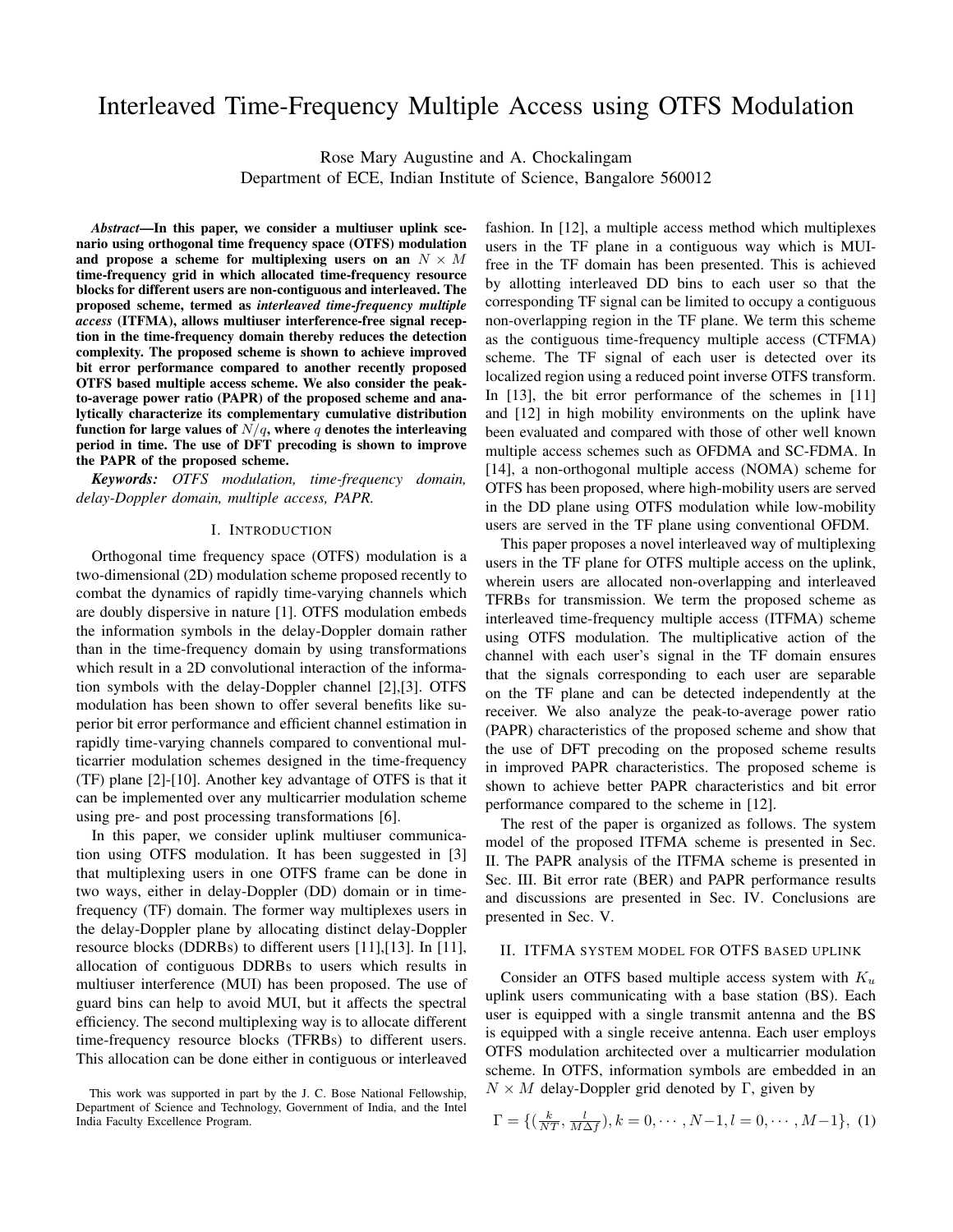# Interleaved Time-Frequency Multiple Access using OTFS Modulation

Rose Mary Augustine and A. Chockalingam
Department of ECE, Indian Institute of Science, Bangalore 560012

***Abstract*—In this paper, we consider a multiuser uplink scenario using orthogonal time frequency space (OTFS) modulation and propose a scheme for multiplexing users on an $N \times M$ time-frequency grid in which allocated time-frequency resource blocks for different users are non-contiguous and interleaved. The proposed scheme, termed as *interleaved time-frequency multiple access* (ITFMA), allows multiuser interference-free signal reception in the time-frequency domain thereby reduces the detection complexity. The proposed scheme is shown to achieve improved bit error performance compared to another recently proposed OTFS based multiple access scheme. We also consider the peak-to-average power ratio (PAPR) of the proposed scheme and analytically characterize its complementary cumulative distribution function for large values of $N/q$, where $q$ denotes the interleaving period in time. The use of DFT precoding is shown to improve the PAPR of the proposed scheme.**

***Keywords:*** *OTFS modulation, time-frequency domain, delay-Doppler domain, multiple access, PAPR.*

## I. Introduction

Orthogonal time frequency space (OTFS) modulation is a two-dimensional (2D) modulation scheme proposed recently to combat the dynamics of rapidly time-varying channels which are doubly dispersive in nature [1]. OTFS modulation embeds the information symbols in the delay-Doppler domain rather than in the time-frequency domain by using transformations which result in a 2D convolutional interaction of the information symbols with the delay-Doppler channel [2],[3]. OTFS modulation has been shown to offer several benefits like superior bit error performance and efficient channel estimation in rapidly time-varying channels compared to conventional multicarrier modulation schemes designed in the time-frequency (TF) plane [2]-[10]. Another key advantage of OTFS is that it can be implemented over any multicarrier modulation scheme using pre- and post processing transformations [6].

In this paper, we consider uplink multiuser communication using OTFS modulation. It has been suggested in [3] that multiplexing users in one OTFS frame can be done in two ways, either in delay-Doppler (DD) domain or in time-frequency (TF) domain. The former way multiplexes users in the delay-Doppler plane by allocating distinct delay-Doppler resource blocks (DDRBs) to different users [11],[13]. In [11], allocation of contiguous DDRBs to users which results in multiuser interference (MUI) has been proposed. The use of guard bins can help to avoid MUI, but it affects the spectral efficiency. The second multiplexing way is to allocate different time-frequency resource blocks (TFRBs) to different users. This allocation can be done either in contiguous or interleaved fashion. In [12], a multiple access method which multiplexes users in the TF plane in a contiguous way which is MUI-free in the TF domain has been presented. This is achieved by allotting interleaved DD bins to each user so that the corresponding TF signal can be limited to occupy a contiguous non-overlapping region in the TF plane. We term this scheme as the contiguous time-frequency multiple access (CTFMA) scheme. The TF signal of each user is detected over its localized region using a reduced point inverse OTFS transform. In [13], the bit error performance of the schemes in [11] and [12] in high mobility environments on the uplink have been evaluated and compared with those of other well known multiple access schemes such as OFDMA and SC-FDMA. In [14], a non-orthogonal multiple access (NOMA) scheme for OTFS has been proposed, where high-mobility users are served in the DD plane using OTFS modulation while low-mobility users are served in the TF plane using conventional OFDM.

This paper proposes a novel interleaved way of multiplexing users in the TF plane for OTFS multiple access on the uplink, wherein users are allocated non-overlapping and interleaved TFRBs for transmission. We term the proposed scheme as interleaved time-frequency multiple access (ITFMA) scheme using OTFS modulation. The multiplicative action of the channel with each user's signal in the TF domain ensures that the signals corresponding to each user are separable on the TF plane and can be detected independently at the receiver. We also analyze the peak-to-average power ratio (PAPR) characteristics of the proposed scheme and show that the use of DFT precoding on the proposed scheme results in improved PAPR characteristics. The proposed scheme is shown to achieve better PAPR characteristics and bit error performance compared to the scheme in [12].

The rest of the paper is organized as follows. The system model of the proposed ITFMA scheme is presented in Sec. II. The PAPR analysis of the ITFMA scheme is presented in Sec. III. Bit error rate (BER) and PAPR performance results and discussions are presented in Sec. IV. Conclusions are presented in Sec. V.

## II. ITFMA system model for OTFS based uplink

Consider an OTFS based multiple access system with $K_u$ uplink users communicating with a base station (BS). Each user is equipped with a single transmit antenna and the BS is equipped with a single receive antenna. Each user employs OTFS modulation architected over a multicarrier modulation scheme. In OTFS, information symbols are embedded in an $N \times M$ delay-Doppler grid denoted by $\Gamma$, given by

$$\Gamma = \{(\tfrac{k}{NT}, \tfrac{l}{M\Delta f}), k = 0, \cdots, N-1, l = 0, \cdots, M-1\}, \quad (1)$$

This work was supported in part by the J. C. Bose National Fellowship, Department of Science and Technology, Government of India, and the Intel India Faculty Excellence Program.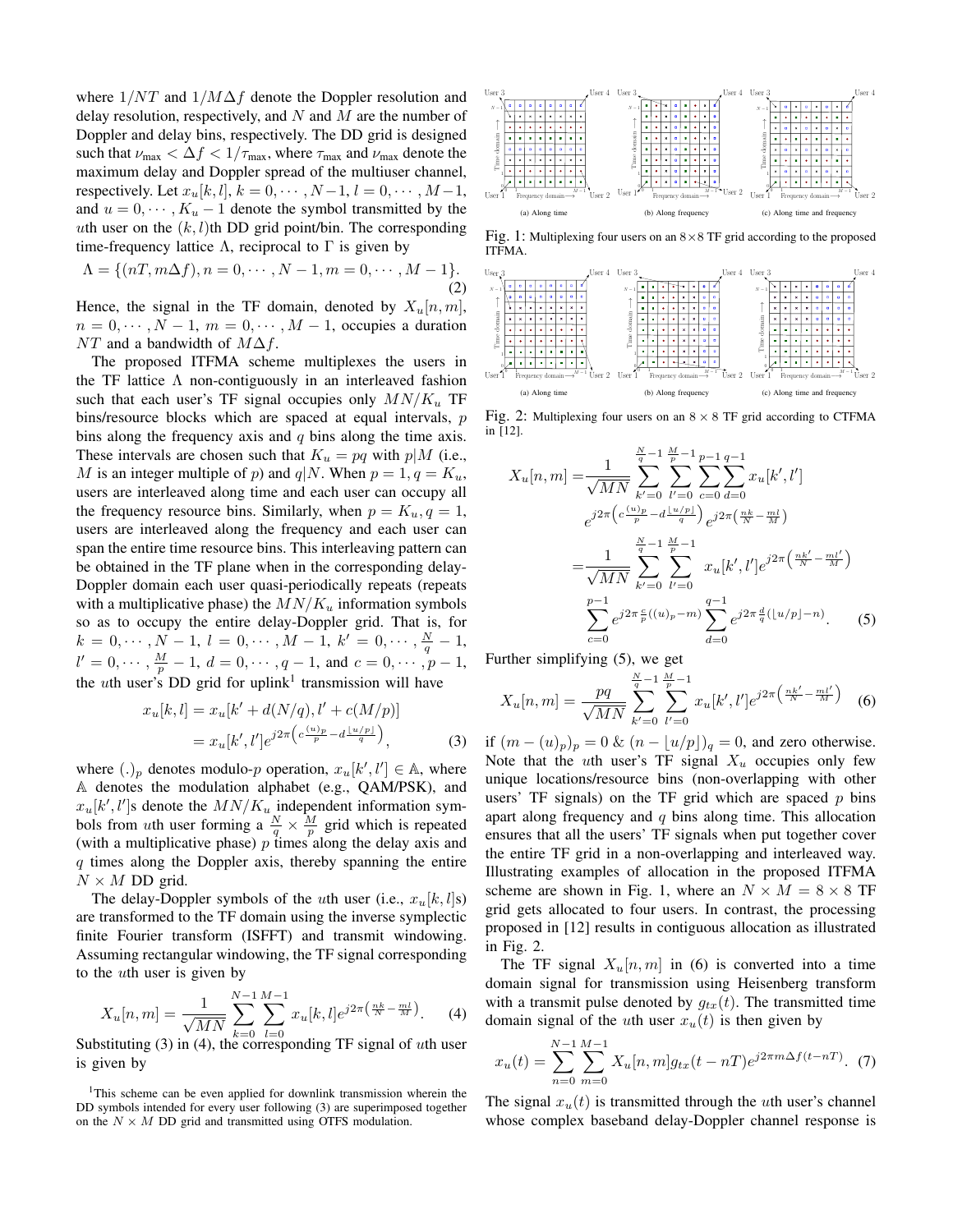where $1/NT$ and $1/M\Delta f$ denote the Doppler resolution and delay resolution, respectively, and $N$ and $M$ are the number of Doppler and delay bins, respectively. The DD grid is designed such that $\nu_{\max} < \Delta f < 1/\tau_{\max}$, where $\tau_{\max}$ and $\nu_{\max}$ denote the maximum delay and Doppler spread of the multiuser channel, respectively. Let $x_u[k,l]$, $k = 0, \cdots, N-1$, $l = 0, \cdots, M-1$, and $u = 0, \cdots, K_u - 1$ denote the symbol transmitted by the $u$th user on the $(k,l)$th DD grid point/bin. The corresponding time-frequency lattice $\Lambda$, reciprocal to $\Gamma$ is given by

$$\Lambda = \{(nT, m\Delta f), n = 0, \cdots, N-1, m = 0, \cdots, M-1\}. \quad (2)$$

Hence, the signal in the TF domain, denoted by $X_u[n,m]$, $n = 0, \cdots, N-1$, $m = 0, \cdots, M-1$, occupies a duration $NT$ and a bandwidth of $M\Delta f$.

The proposed ITFMA scheme multiplexes the users in the TF lattice $\Lambda$ non-contiguously in an interleaved fashion such that each user's TF signal occupies only $MN/K_u$ TF bins/resource blocks which are spaced at equal intervals, $p$ bins along the frequency axis and $q$ bins along the time axis. These intervals are chosen such that $K_u = pq$ with $p|M$ (i.e., $M$ is an integer multiple of $p$) and $q|N$. When $p = 1, q = K_u$, users are interleaved along time and each user can occupy all the frequency resource bins. Similarly, when $p = K_u, q = 1$, users are interleaved along the frequency and each user can span the entire time resource bins. This interleaving pattern can be obtained in the TF plane when in the corresponding delay-Doppler domain each user quasi-periodically repeats (repeats with a multiplicative phase) the $MN/K_u$ information symbols so as to occupy the entire delay-Doppler grid. That is, for $k = 0, \cdots, N-1$, $l = 0, \cdots, M-1$, $k' = 0, \cdots, \frac{N}{q} - 1$, $l' = 0, \cdots, \frac{M}{p} - 1$, $d = 0, \cdots, q-1$, and $c = 0, \cdots, p-1$, the $u$th user's DD grid for uplink[1] transmission will have

$$\begin{aligned} x_u[k,l] &= x_u[k' + d(N/q), l' + c(M/p)] \\ &= x_u[k', l'] e^{j2\pi\left(c\frac{(u)_p}{p} - d\frac{\lfloor u/p \rfloor}{q}\right)}, \end{aligned} \quad (3)$$

where $(.)_p$ denotes modulo-$p$ operation, $x_u[k', l'] \in \mathbb{A}$, where $\mathbb{A}$ denotes the modulation alphabet (e.g., QAM/PSK), and $x_u[k', l']$s denote the $MN/K_u$ independent information symbols from $u$th user forming a $\frac{N}{q} \times \frac{M}{p}$ grid which is repeated (with a multiplicative phase) $p$ times along the delay axis and $q$ times along the Doppler axis, thereby spanning the entire $N \times M$ DD grid.

The delay-Doppler symbols of the $u$th user (i.e., $x_u[k,l]$s) are transformed to the TF domain using the inverse symplectic finite Fourier transform (ISFFT) and transmit windowing. Assuming rectangular windowing, the TF signal corresponding to the $u$th user is given by

$$X_u[n,m] = \frac{1}{\sqrt{MN}} \sum_{k=0}^{N-1} \sum_{l=0}^{M-1} x_u[k,l] e^{j2\pi\left(\frac{nk}{N} - \frac{ml}{M}\right)}. \quad (4)$$

Substituting (3) in (4), the corresponding TF signal of $u$th user is given by

[1]This scheme can be even applied for downlink transmission wherein the DD symbols intended for every user following (3) are superimposed together on the $N \times M$ DD grid and transmitted using OTFS modulation.

Fig. 1: Multiplexing four users on an $8 \times 8$ TF grid according to the proposed ITFMA. (a) Along time (b) Along frequency (c) Along time and frequency

Fig. 2: Multiplexing four users on an $8 \times 8$ TF grid according to CTFMA in [12]. (a) Along time (b) Along frequency (c) Along time and frequency

$$\begin{aligned} X_u[n,m] =& \frac{1}{\sqrt{MN}} \sum_{k'=0}^{\frac{N}{q}-1} \sum_{l'=0}^{\frac{M}{p}-1} \sum_{c=0}^{p-1} \sum_{d=0}^{q-1} x_u[k', l'] \\ & e^{j2\pi\left(c\frac{(u)_p}{p} - d\frac{\lfloor u/p \rfloor}{q}\right)} e^{j2\pi\left(\frac{nk}{N} - \frac{ml}{M}\right)} \\ =& \frac{1}{\sqrt{MN}} \sum_{k'=0}^{\frac{N}{q}-1} \sum_{l'=0}^{\frac{M}{p}-1} x_u[k', l'] e^{j2\pi\left(\frac{nk'}{N} - \frac{ml'}{M}\right)} \\ & \sum_{c=0}^{p-1} e^{j2\pi\frac{c}{p}((u)_p - m)} \sum_{d=0}^{q-1} e^{j2\pi\frac{d}{q}(\lfloor u/p \rfloor - n)}. \end{aligned} \quad (5)$$

Further simplifying (5), we get

$$X_u[n,m] = \frac{pq}{\sqrt{MN}} \sum_{k'=0}^{\frac{N}{q}-1} \sum_{l'=0}^{\frac{M}{p}-1} x_u[k', l'] e^{j2\pi\left(\frac{nk'}{N} - \frac{ml'}{M}\right)} \quad (6)$$

if $(m - (u)_p)_p = 0$ & $(n - \lfloor u/p \rfloor)_q = 0$, and zero otherwise. Note that the $u$th user's TF signal $X_u$ occupies only few unique locations/resource bins (non-overlapping with other users' TF signals) on the TF grid which are spaced $p$ bins apart along frequency and $q$ bins along time. This allocation ensures that all the users' TF signals when put together cover the entire TF grid in a non-overlapping and interleaved way. Illustrating examples of allocation in the proposed ITFMA scheme are shown in Fig. 1, where an $N \times M = 8 \times 8$ TF grid gets allocated to four users. In contrast, the processing proposed in [12] results in contiguous allocation as illustrated in Fig. 2.

The TF signal $X_u[n,m]$ in (6) is converted into a time domain signal for transmission using Heisenberg transform with a transmit pulse denoted by $g_{tx}(t)$. The transmitted time domain signal of the $u$th user $x_u(t)$ is then given by

$$x_u(t) = \sum_{n=0}^{N-1} \sum_{m=0}^{M-1} X_u[n,m] g_{tx}(t - nT) e^{j2\pi m\Delta f(t - nT)}. \quad (7)$$

The signal $x_u(t)$ is transmitted through the $u$th user's channel whose complex baseband delay-Doppler channel response is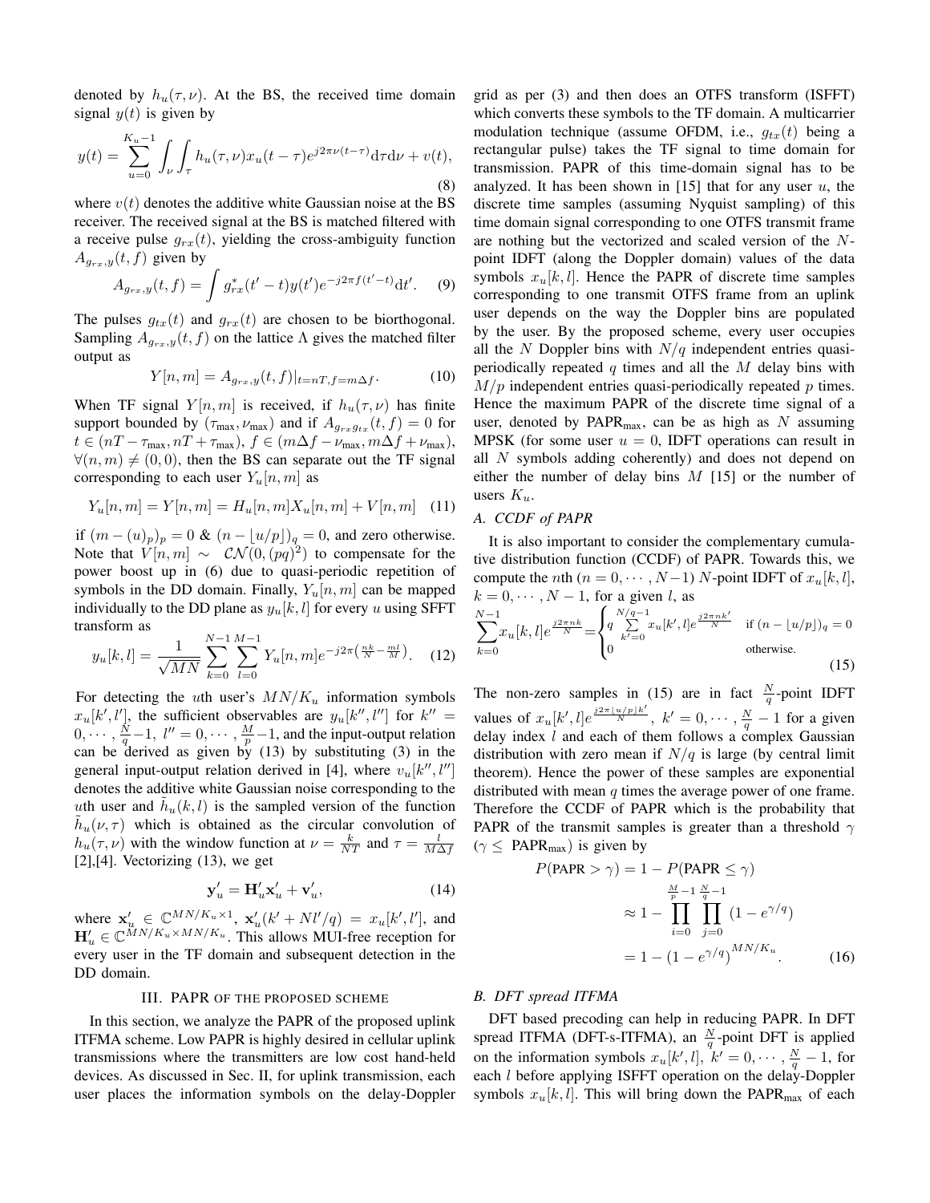denoted by $h_u(\tau,\nu)$. At the BS, the received time domain signal $y(t)$ is given by

$$y(t) = \sum_{u=0}^{K_u-1} \int_\nu \int_\tau h_u(\tau,\nu) x_u(t-\tau) e^{j2\pi\nu(t-\tau)} \mathrm{d}\tau \mathrm{d}\nu + v(t), \tag{8}$$

where $v(t)$ denotes the additive white Gaussian noise at the BS receiver. The received signal at the BS is matched filtered with a receive pulse $g_{rx}(t)$, yielding the cross-ambiguity function $A_{g_{rx},y}(t,f)$ given by

$$A_{g_{rx},y}(t,f) = \int g_{rx}^*(t'-t) y(t') e^{-j2\pi f(t'-t)} \mathrm{d}t'. \tag{9}$$

The pulses $g_{tx}(t)$ and $g_{rx}(t)$ are chosen to be biorthogonal. Sampling $A_{g_{rx},y}(t,f)$ on the lattice $\Lambda$ gives the matched filter output as

$$Y[n,m] = A_{g_{rx},y}(t,f)|_{t=nT, f=m\Delta f}. \tag{10}$$

When TF signal $Y[n,m]$ is received, if $h_u(\tau,\nu)$ has finite support bounded by $(\tau_{\max},\nu_{\max})$ and if $A_{g_{rx}g_{tx}}(t,f) = 0$ for $t \in (nT - \tau_{\max}, nT + \tau_{\max})$, $f \in (m\Delta f - \nu_{\max}, m\Delta f + \nu_{\max})$, $\forall (n,m) \neq (0,0)$, then the BS can separate out the TF signal corresponding to each user $Y_u[n,m]$ as

$$Y_u[n,m] = Y[n,m] = H_u[n,m] X_u[n,m] + V[n,m] \tag{11}$$

if $(m-(u)_p)_p = 0$ & $(n - \lfloor u/p \rfloor)_q = 0$, and zero otherwise. Note that $V[n,m] \sim \mathcal{CN}(0,(pq)^2)$ to compensate for the power boost up in (6) due to quasi-periodic repetition of symbols in the DD domain. Finally, $Y_u[n,m]$ can be mapped individually to the DD plane as $y_u[k,l]$ for every $u$ using SFFT transform as

$$y_u[k,l] = \frac{1}{\sqrt{MN}} \sum_{k=0}^{N-1} \sum_{l=0}^{M-1} Y_u[n,m] e^{-j2\pi\left(\frac{nk}{N} - \frac{ml}{M}\right)}. \tag{12}$$

For detecting the $u$th user's $MN/K_u$ information symbols $x_u[k',l']$, the sufficient observables are $y_u[k'',l'']$ for $k'' = 0,\cdots,\frac{N}{q}-1$, $l'' = 0,\cdots,\frac{M}{p}-1$, and the input-output relation can be derived as given by (13) by substituting (3) in the general input-output relation derived in [4], where $v_u[k'',l'']$ denotes the additive white Gaussian noise corresponding to the $u$th user and $\tilde{h}_u(k,l)$ is the sampled version of the function $\tilde{h}_u(\nu,\tau)$ which is obtained as the circular convolution of $h_u(\tau,\nu)$ with the window function at $\nu = \frac{k}{NT}$ and $\tau = \frac{l}{M\Delta f}$ [2],[4]. Vectorizing (13), we get

$$\mathbf{y}'_u = \mathbf{H}'_u \mathbf{x}'_u + \mathbf{v}'_u, \tag{14}$$

where $\mathbf{x}'_u \in \mathbb{C}^{MN/K_u \times 1}$, $\mathbf{x}'_u(k' + Nl'/q) = x_u[k',l']$, and $\mathbf{H}'_u \in \mathbb{C}^{MN/K_u \times MN/K_u}$. This allows MUI-free reception for every user in the TF domain and subsequent detection in the DD domain.

## III. PAPR of the proposed scheme

In this section, we analyze the PAPR of the proposed uplink ITFMA scheme. Low PAPR is highly desired in cellular uplink transmissions where the transmitters are low cost hand-held devices. As discussed in Sec. II, for uplink transmission, each user places the information symbols on the delay-Doppler grid as per (3) and then does an OTFS transform (ISFFT) which converts these symbols to the TF domain. A multicarrier modulation technique (assume OFDM, i.e., $g_{tx}(t)$ being a rectangular pulse) takes the TF signal to time domain for transmission. PAPR of this time-domain signal has to be analyzed. It has been shown in [15] that for any user $u$, the discrete time samples (assuming Nyquist sampling) of this time domain signal corresponding to one OTFS transmit frame are nothing but the vectorized and scaled version of the $N$-point IDFT (along the Doppler domain) values of the data symbols $x_u[k,l]$. Hence the PAPR of discrete time samples corresponding to one transmit OTFS frame from an uplink user depends on the way the Doppler bins are populated by the user. By the proposed scheme, every user occupies all the $N$ Doppler bins with $N/q$ independent entries quasi-periodically repeated $q$ times and all the $M$ delay bins with $M/p$ independent entries quasi-periodically repeated $p$ times. Hence the maximum PAPR of the discrete time signal of a user, denoted by $\text{PAPR}_{\text{max}}$, can be as high as $N$ assuming MPSK (for some user $u=0$, IDFT operations can result in all $N$ symbols adding coherently) and does not depend on either the number of delay bins $M$ [15] or the number of users $K_u$.

### A. CCDF of PAPR

It is also important to consider the complementary cumulative distribution function (CCDF) of PAPR. Towards this, we compute the $n$th ($n = 0,\cdots,N-1$) $N$-point IDFT of $x_u[k,l]$, $k = 0,\cdots,N-1$, for a given $l$, as

$$\sum_{k=0}^{N-1} x_u[k,l] e^{\frac{j2\pi nk}{N}} = \begin{cases} q \sum\limits_{k'=0}^{N/q-1} x_u[k',l] e^{\frac{j2\pi nk'}{N}} & \text{if } (n - \lfloor u/p \rfloor)_q = 0 \\ 0 & \text{otherwise.} \end{cases} \tag{15}$$

The non-zero samples in (15) are in fact $\frac{N}{q}$-point IDFT values of $x_u[k',l] e^{\frac{j2\pi \lfloor u/p \rfloor k'}{N}}$, $k' = 0,\cdots,\frac{N}{q}-1$ for a given delay index $l$ and each of them follows a complex Gaussian distribution with zero mean if $N/q$ is large (by central limit theorem). Hence the power of these samples are exponential distributed with mean $q$ times the average power of one frame. Therefore the CCDF of PAPR is the probability that PAPR of the transmit samples is greater than a threshold $\gamma$ ($\gamma \leq \text{PAPR}_{\text{max}}$) is given by

$$\begin{aligned} P(\text{PAPR} > \gamma) &= 1 - P(\text{PAPR} \leq \gamma) \\ &\approx 1 - \prod_{i=0}^{\frac{M}{p}-1} \prod_{j=0}^{\frac{N}{q}-1} (1 - e^{\gamma/q}) \\ &= 1 - (1 - e^{\gamma/q})^{MN/K_u}. \end{aligned} \tag{16}$$

### B. DFT spread ITFMA

DFT based precoding can help in reducing PAPR. In DFT spread ITFMA (DFT-s-ITFMA), an $\frac{N}{q}$-point DFT is applied on the information symbols $x_u[k',l]$, $k' = 0,\cdots,\frac{N}{q}-1$, for each $l$ before applying ISFFT operation on the delay-Doppler symbols $x_u[k,l]$. This will bring down the $\text{PAPR}_{\text{max}}$ of each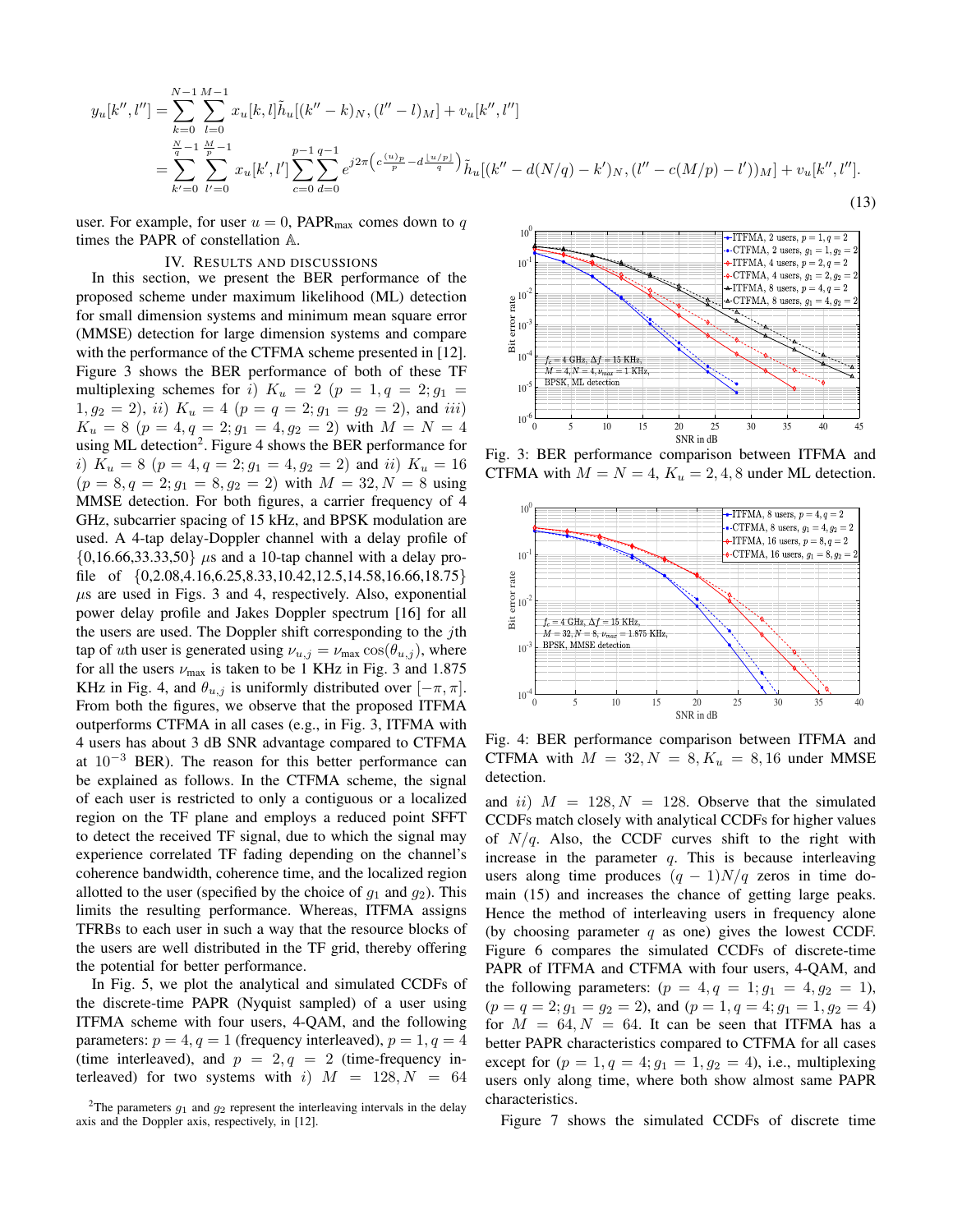$$
\begin{aligned}
y_u[k'', l''] &= \sum_{k=0}^{N-1} \sum_{l=0}^{M-1} x_u[k, l] \tilde{h}_u[(k'' - k)_N, (l'' - l)_M] + v_u[k'', l''] \\
&= \sum_{k'=0}^{\frac{N}{q}-1} \sum_{l'=0}^{\frac{M}{p}-1} x_u[k', l'] \sum_{c=0}^{p-1} \sum_{d=0}^{q-1} e^{j2\pi \left( c\frac{(u)_p}{p} - d\frac{\lfloor u/p \rfloor}{q} \right)} \tilde{h}_u[(k'' - d(N/q) - k')_N, (l'' - c(M/p) - l'))_M] + v_u[k'', l''].
\end{aligned}
\tag{13}
$$

user. For example, for user $u = 0$, $\text{PAPR}_{\max}$ comes down to $q$ times the PAPR of constellation $\mathbb{A}$.

## IV. Results and Discussions

In this section, we present the BER performance of the proposed scheme under maximum likelihood (ML) detection for small dimension systems and minimum mean square error (MMSE) detection for large dimension systems and compare with the performance of the CTFMA scheme presented in [12]. Figure 3 shows the BER performance of both of these TF multiplexing schemes for $i)$ $K_u = 2$ $(p = 1, q = 2; g_1 = 1, g_2 = 2)$, $ii)$ $K_u = 4$ $(p = q = 2; g_1 = g_2 = 2)$, and $iii)$ $K_u = 8$ $(p = 4, q = 2; g_1 = 4, g_2 = 2)$ with $M = N = 4$ using ML detection[2]. Figure 4 shows the BER performance for $i)$ $K_u = 8$ $(p = 4, q = 2; g_1 = 4, g_2 = 2)$ and $ii)$ $K_u = 16$ $(p = 8, q = 2; g_1 = 8, g_2 = 2)$ with $M = 32, N = 8$ using MMSE detection. For both figures, a carrier frequency of 4 GHz, subcarrier spacing of 15 kHz, and BPSK modulation are used. A 4-tap delay-Doppler channel with a delay profile of {0,16.66,33.33,50} $\mu$s and a 10-tap channel with a delay profile of {0,2.08,4.16,6.25,8.33,10.42,12.5,14.58,16.66,18.75} $\mu$s are used in Figs. 3 and 4, respectively. Also, exponential power delay profile and Jakes Doppler spectrum [16] for all the users are used. The Doppler shift corresponding to the $j$th tap of $u$th user is generated using $\nu_{u,j} = \nu_{\max} \cos(\theta_{u,j})$, where for all the users $\nu_{\max}$ is taken to be 1 KHz in Fig. 3 and 1.875 KHz in Fig. 4, and $\theta_{u,j}$ is uniformly distributed over $[-\pi, \pi]$. From both the figures, we observe that the proposed ITFMA outperforms CTFMA in all cases (e.g., in Fig. 3, ITFMA with 4 users has about 3 dB SNR advantage compared to CTFMA at $10^{-3}$ BER). The reason for this better performance can be explained as follows. In the CTFMA scheme, the signal of each user is restricted to only a contiguous or a localized region on the TF plane and employs a reduced point SFFT to detect the received TF signal, due to which the signal may experience correlated TF fading depending on the channel's coherence bandwidth, coherence time, and the localized region allotted to the user (specified by the choice of $g_1$ and $g_2$). This limits the resulting performance. Whereas, ITFMA assigns TFRBs to each user in such a way that the resource blocks of the users are well distributed in the TF grid, thereby offering the potential for better performance.

In Fig. 5, we plot the analytical and simulated CCDFs of the discrete-time PAPR (Nyquist sampled) of a user using ITFMA scheme with four users, 4-QAM, and the following parameters: $p = 4, q = 1$ (frequency interleaved), $p = 1, q = 4$ (time interleaved), and $p = 2, q = 2$ (time-frequency interleaved) for two systems with $i)$ $M = 128, N = 64$

[2] The parameters $g_1$ and $g_2$ represent the interleaving intervals in the delay axis and the Doppler axis, respectively, in [12].

Fig. 3: BER performance comparison between ITFMA and CTFMA with $M = N = 4$, $K_u = 2, 4, 8$ under ML detection.

Fig. 4: BER performance comparison between ITFMA and CTFMA with $M = 32, N = 8, K_u = 8, 16$ under MMSE detection.

and $ii)$ $M = 128, N = 128$. Observe that the simulated CCDFs match closely with analytical CCDFs for higher values of $N/q$. Also, the CCDF curves shift to the right with increase in the parameter $q$. This is because interleaving users along time produces $(q-1)N/q$ zeros in time domain (15) and increases the chance of getting large peaks. Hence the method of interleaving users in frequency alone (by choosing parameter $q$ as one) gives the lowest CCDF. Figure 6 compares the simulated CCDFs of discrete-time PAPR of ITFMA and CTFMA with four users, 4-QAM, and the following parameters: $(p = 4, q = 1; g_1 = 4, g_2 = 1)$, $(p = q = 2; g_1 = g_2 = 2)$, and $(p = 1, q = 4; g_1 = 1, g_2 = 4)$ for $M = 64, N = 64$. It can be seen that ITFMA has a better PAPR characteristics compared to CTFMA for all cases except for $(p = 1, q = 4; g_1 = 1, g_2 = 4)$, i.e., multiplexing users only along time, where both show almost same PAPR characteristics.

Figure 7 shows the simulated CCDFs of discrete time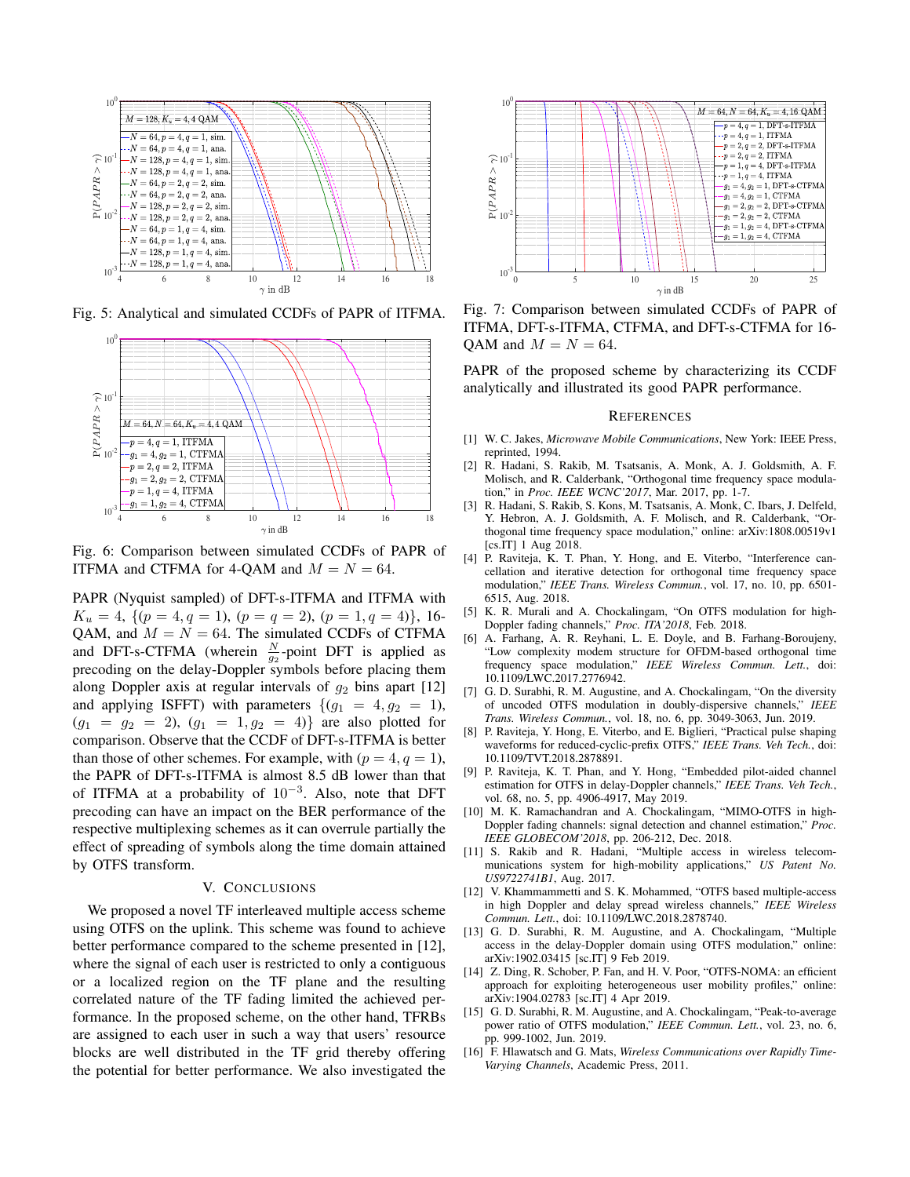$M=128, K_u=4$, 4 QAM

$N=64, p=4, q=1$, sim.
$N=64, p=4, q=1$, ana.
$N=128, p=4, q=1$, sim.
$N=128, p=4, q=1$, ana.
$N=64, p=2, q=2$, sim.
$N=64, p=2, q=2$, ana.
$N=128, p=2, q=2$, sim.
$N=128, p=2, q=2$, ana.
$N=64, p=1, q=4$, sim.
$N=64, p=1, q=4$, ana.
$N=128, p=1, q=4$, sim.
$N=128, p=1, q=4$, ana.

$P(PAPR>\gamma)$

$10^0$
$10^{-1}$
$10^{-2}$
$10^{-3}$

4 6 8 10 12 14 16 18

$\gamma$ in dB

Fig. 5: Analytical and simulated CCDFs of PAPR of ITFMA.

$M=64, N=64, K_u=4$, 4 QAM

$p=4, q=1$, ITFMA
$g_1=4, g_2=1$, CTFMA
$p=2, q=2$, ITFMA
$g_1=2, g_2=2$, CTFMA
$p=1, q=4$, ITFMA
$g_1=1, g_2=4$, CTFMA

$P(PAPR>\gamma)$

$10^0$
$10^{-1}$
$10^{-2}$
$10^{-3}$

4 6 8 10 12 14 16 18

$\gamma$ in dB

Fig. 6: Comparison between simulated CCDFs of PAPR of ITFMA and CTFMA for 4-QAM and $M=N=64$.

PAPR (Nyquist sampled) of DFT-s-ITFMA and ITFMA with $K_u=4$, $\{(p=4,q=1), (p=q=2), (p=1,q=4)\}$, 16-QAM, and $M=N=64$. The simulated CCDFs of CTFMA and DFT-s-CTFMA (wherein $\frac{N}{g_2}$-point DFT is applied as precoding on the delay-Doppler symbols before placing them along Doppler axis at regular intervals of $g_2$ bins apart [12] and applying ISFFT) with parameters $\{(g_1=4, g_2=1), (g_1=g_2=2), (g_1=1, g_2=4)\}$ are also plotted for comparison. Observe that the CCDF of DFT-s-ITFMA is better than those of other schemes. For example, with $(p=4, q=1)$, the PAPR of DFT-s-ITFMA is almost 8.5 dB lower than that of ITFMA at a probability of $10^{-3}$. Also, note that DFT precoding can have an impact on the BER performance of the respective multiplexing schemes as it can overrule partially the effect of spreading of symbols along the time domain attained by OTFS transform.

## V. Conclusions

We proposed a novel TF interleaved multiple access scheme using OTFS on the uplink. This scheme was found to achieve better performance compared to the scheme presented in [12], where the signal of each user is restricted to only a contiguous or a localized region on the TF plane and the resulting correlated nature of the TF fading limited the achieved performance. In the proposed scheme, on the other hand, TFRBs are assigned to each user in such a way that users' resource blocks are well distributed in the TF grid thereby offering the potential for better performance. We also investigated the

$M=64, N=64, K_u=4$, 16 QAM

$p=4, q=1$, DFT-s-ITFMA
$p=4, q=1$, ITFMA
$p=2, q=2$, DFT-s-ITFMA
$p=2, q=2$, ITFMA
$p=1, q=4$, DFT-s-ITFMA
$p=1, q=4$, ITFMA
$g_1=4, g_2=1$, DFT-s-CTFMA
$g_1=4, g_2=1$, CTFMA
$g_1=2, g_2=2$, DFT-s-CTFMA
$g_1=2, g_2=2$, CTFMA
$g_1=1, g_2=4$, DFT-s-CTFMA
$g_1=1, g_2=4$, CTFMA

$P(PAPR>\gamma)$

$10^0$
$10^{-1}$
$10^{-2}$
$10^{-3}$

0 5 10 15 20 25

$\gamma$ in dB

Fig. 7: Comparison between simulated CCDFs of PAPR of ITFMA, DFT-s-ITFMA, CTFMA, and DFT-s-CTFMA for 16-QAM and $M=N=64$.

PAPR of the proposed scheme by characterizing its CCDF analytically and illustrated its good PAPR performance.

## References

[1] W. C. Jakes, *Microwave Mobile Communications*, New York: IEEE Press, reprinted, 1994.

[2] R. Hadani, S. Rakib, M. Tsatsanis, A. Monk, A. J. Goldsmith, A. F. Molisch, and R. Calderbank, "Orthogonal time frequency space modulation," in *Proc. IEEE WCNC'2017*, Mar. 2017, pp. 1-7.

[3] R. Hadani, S. Rakib, S. Kons, M. Tsatsanis, A. Monk, C. Ibars, J. Delfeld, Y. Hebron, A. J. Goldsmith, A. F. Molisch, and R. Calderbank, "Orthogonal time frequency space modulation," online: arXiv:1808.00519v1 [cs.IT] 1 Aug 2018.

[4] P. Raviteja, K. T. Phan, Y. Hong, and E. Viterbo, "Interference cancellation and iterative detection for orthogonal time frequency space modulation," *IEEE Trans. Wireless Commun.*, vol. 17, no. 10, pp. 6501-6515, Aug. 2018.

[5] K. R. Murali and A. Chockalingam, "On OTFS modulation for high-Doppler fading channels," *Proc. ITA'2018*, Feb. 2018.

[6] A. Farhang, A. R. Reyhani, L. E. Doyle, and B. Farhang-Boroujeny, "Low complexity modem structure for OFDM-based orthogonal time frequency space modulation," *IEEE Wireless Commun. Lett.*, doi: 10.1109/LWC.2017.2776942.

[7] G. D. Surabhi, R. M. Augustine, and A. Chockalingam, "On the diversity of uncoded OTFS modulation in doubly-dispersive channels," *IEEE Trans. Wireless Commun.*, vol. 18, no. 6, pp. 3049-3063, Jun. 2019.

[8] P. Raviteja, Y. Hong, E. Viterbo, and E. Biglieri, "Practical pulse shaping waveforms for reduced-cyclic-prefix OTFS," *IEEE Trans. Veh Tech.*, doi: 10.1109/TVT.2018.2878891.

[9] P. Raviteja, K. T. Phan, and Y. Hong, "Embedded pilot-aided channel estimation for OTFS in delay-Doppler channels," *IEEE Trans. Veh Tech.*, vol. 68, no. 5, pp. 4906-4917, May 2019.

[10] M. K. Ramachandran and A. Chockalingam, "MIMO-OTFS in high-Doppler fading channels: signal detection and channel estimation," *Proc. IEEE GLOBECOM'2018*, pp. 206-212, Dec. 2018.

[11] S. Rakib and R. Hadani, "Multiple access in wireless telecommunications system for high-mobility applications," *US Patent No. US9722741B1*, Aug. 2017.

[12] V. Khammammetti and S. K. Mohammed, "OTFS based multiple-access in high Doppler and delay spread wireless channels," *IEEE Wireless Commun. Lett.*, doi: 10.1109/LWC.2018.2878740.

[13] G. D. Surabhi, R. M. Augustine, and A. Chockalingam, "Multiple access in the delay-Doppler domain using OTFS modulation," online: arXiv:1902.03415 [sc.IT] 9 Feb 2019.

[14] Z. Ding, R. Schober, P. Fan, and H. V. Poor, "OTFS-NOMA: an efficient approach for exploiting heterogeneous user mobility profiles," online: arXiv:1904.02783 [sc.IT] 4 Apr 2019.

[15] G. D. Surabhi, R. M. Augustine, and A. Chockalingam, "Peak-to-average power ratio of OTFS modulation," *IEEE Commun. Lett.*, vol. 23, no. 6, pp. 999-1002, Jun. 2019.

[16] F. Hlawatsch and G. Mats, *Wireless Communications over Rapidly Time-Varying Channels*, Academic Press, 2011.